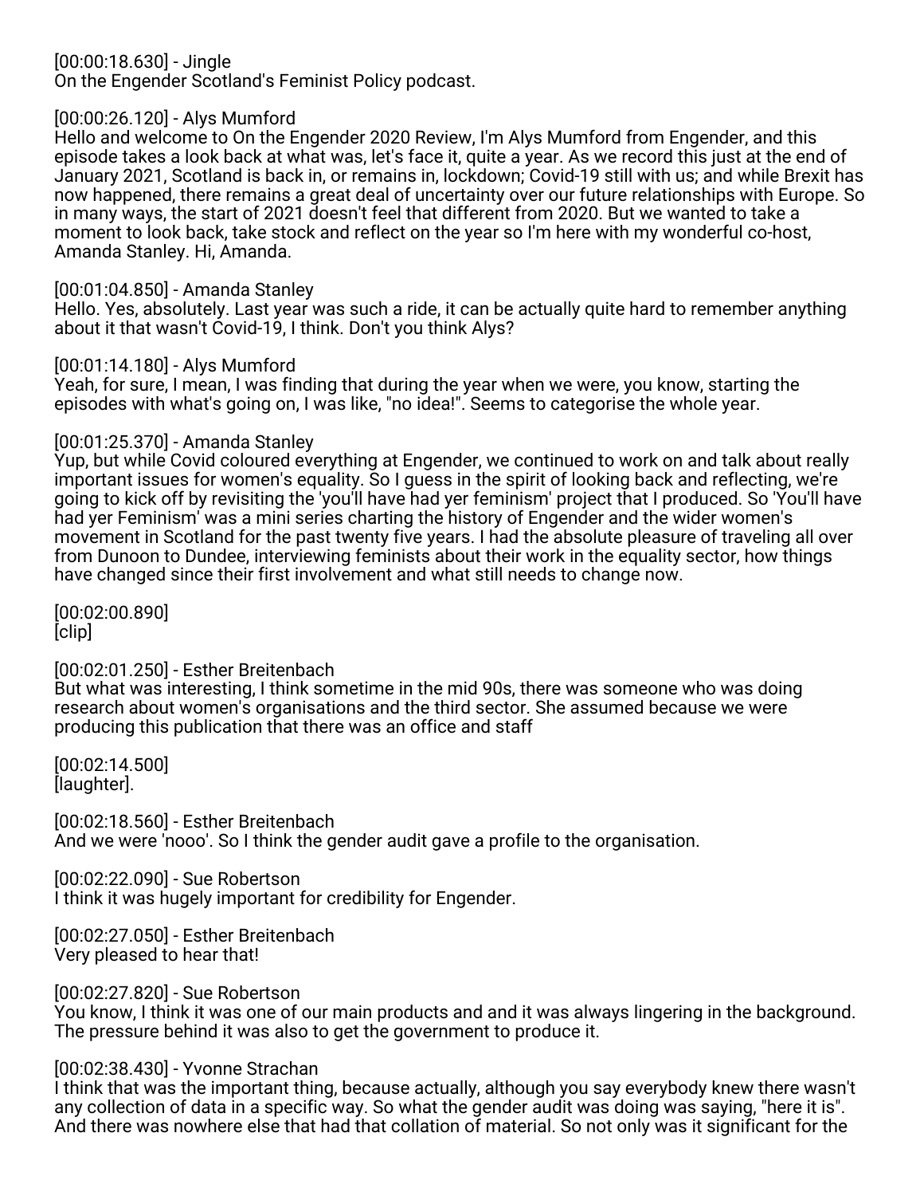[00:00:18.630] - Jingle
On the Engender Scotland's Feminist Policy podcast.

[00:00:26.120] - Alys Mumford
Hello and welcome to On the Engender 2020 Review, I'm Alys Mumford from Engender, and this episode takes a look back at what was, let's face it, quite a year. As we record this just at the end of January 2021, Scotland is back in, or remains in, lockdown; Covid-19 still with us; and while Brexit has now happened, there remains a great deal of uncertainty over our future relationships with Europe. So in many ways, the start of 2021 doesn't feel that different from 2020. But we wanted to take a moment to look back, take stock and reflect on the year so I'm here with my wonderful co-host, Amanda Stanley. Hi, Amanda.

[00:01:04.850] - Amanda Stanley
Hello. Yes, absolutely. Last year was such a ride, it can be actually quite hard to remember anything about it that wasn't Covid-19, I think. Don't you think Alys?

[00:01:14.180] - Alys Mumford
Yeah, for sure, I mean, I was finding that during the year when we were, you know, starting the episodes with what's going on, I was like, "no idea!". Seems to categorise the whole year.

[00:01:25.370] - Amanda Stanley
Yup, but while Covid coloured everything at Engender, we continued to work on and talk about really important issues for women's equality. So I guess in the spirit of looking back and reflecting, we're going to kick off by revisiting the 'you'll have had yer feminism' project that I produced. So 'You'll have had yer Feminism' was a mini series charting the history of Engender and the wider women's movement in Scotland for the past twenty five years. I had the absolute pleasure of traveling all over from Dunoon to Dundee, interviewing feminists about their work in the equality sector, how things have changed since their first involvement and what still needs to change now.

[00:02:00.890]
[clip]

[00:02:01.250] - Esther Breitenbach
But what was interesting, I think sometime in the mid 90s, there was someone who was doing research about women's organisations and the third sector. She assumed because we were producing this publication that there was an office and staff

[00:02:14.500]
[laughter].

[00:02:18.560] - Esther Breitenbach
And we were 'nooo'. So I think the gender audit gave a profile to the organisation.

[00:02:22.090] - Sue Robertson
I think it was hugely important for credibility for Engender.

[00:02:27.050] - Esther Breitenbach
Very pleased to hear that!

[00:02:27.820] - Sue Robertson
You know, I think it was one of our main products and and it was always lingering in the background. The pressure behind it was also to get the government to produce it.

[00:02:38.430] - Yvonne Strachan
I think that was the important thing, because actually, although you say everybody knew there wasn't any collection of data in a specific way. So what the gender audit was doing was saying, "here it is". And there was nowhere else that had that collation of material. So not only was it significant for the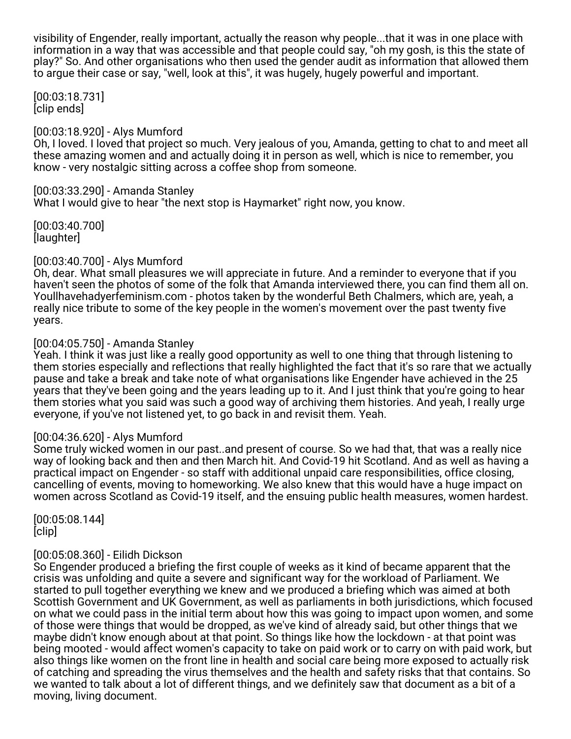visibility of Engender, really important, actually the reason why people...that it was in one place with information in a way that was accessible and that people could say, "oh my gosh, is this the state of play?" So. And other organisations who then used the gender audit as information that allowed them to argue their case or say, "well, look at this", it was hugely, hugely powerful and important.

[00:03:18.731]
[clip ends]

[00:03:18.920] - Alys Mumford
Oh, I loved. I loved that project so much. Very jealous of you, Amanda, getting to chat to and meet all these amazing women and and actually doing it in person as well, which is nice to remember, you know - very nostalgic sitting across a coffee shop from someone.

[00:03:33.290] - Amanda Stanley
What I would give to hear "the next stop is Haymarket" right now, you know.

[00:03:40.700]
[laughter]

[00:03:40.700] - Alys Mumford
Oh, dear. What small pleasures we will appreciate in future. And a reminder to everyone that if you haven't seen the photos of some of the folk that Amanda interviewed there, you can find them all on. Youllhavehadyerfeminism.com - photos taken by the wonderful Beth Chalmers, which are, yeah, a really nice tribute to some of the key people in the women's movement over the past twenty five years.

[00:04:05.750] - Amanda Stanley
Yeah. I think it was just like a really good opportunity as well to one thing that through listening to them stories especially and reflections that really highlighted the fact that it's so rare that we actually pause and take a break and take note of what organisations like Engender have achieved in the 25 years that they've been going and the years leading up to it. And I just think that you're going to hear them stories what you said was such a good way of archiving them histories. And yeah, I really urge everyone, if you've not listened yet, to go back in and revisit them. Yeah.

[00:04:36.620] - Alys Mumford
Some truly wicked women in our past..and present of course. So we had that, that was a really nice way of looking back and then and then March hit. And Covid-19 hit Scotland. And as well as having a practical impact on Engender - so staff with additional unpaid care responsibilities, office closing, cancelling of events, moving to homeworking. We also knew that this would have a huge impact on women across Scotland as Covid-19 itself, and the ensuing public health measures, women hardest.

[00:05:08.144]
[clip]

[00:05:08.360] - Eilidh Dickson
So Engender produced a briefing the first couple of weeks as it kind of became apparent that the crisis was unfolding and quite a severe and significant way for the workload of Parliament. We started to pull together everything we knew and we produced a briefing which was aimed at both Scottish Government and UK Government, as well as parliaments in both jurisdictions, which focused on what we could pass in the initial term about how this was going to impact upon women, and some of those were things that would be dropped, as we've kind of already said, but other things that we maybe didn't know enough about at that point. So things like how the lockdown - at that point was being mooted - would affect women's capacity to take on paid work or to carry on with paid work, but also things like women on the front line in health and social care being more exposed to actually risk of catching and spreading the virus themselves and the health and safety risks that that contains. So we wanted to talk about a lot of different things, and we definitely saw that document as a bit of a moving, living document.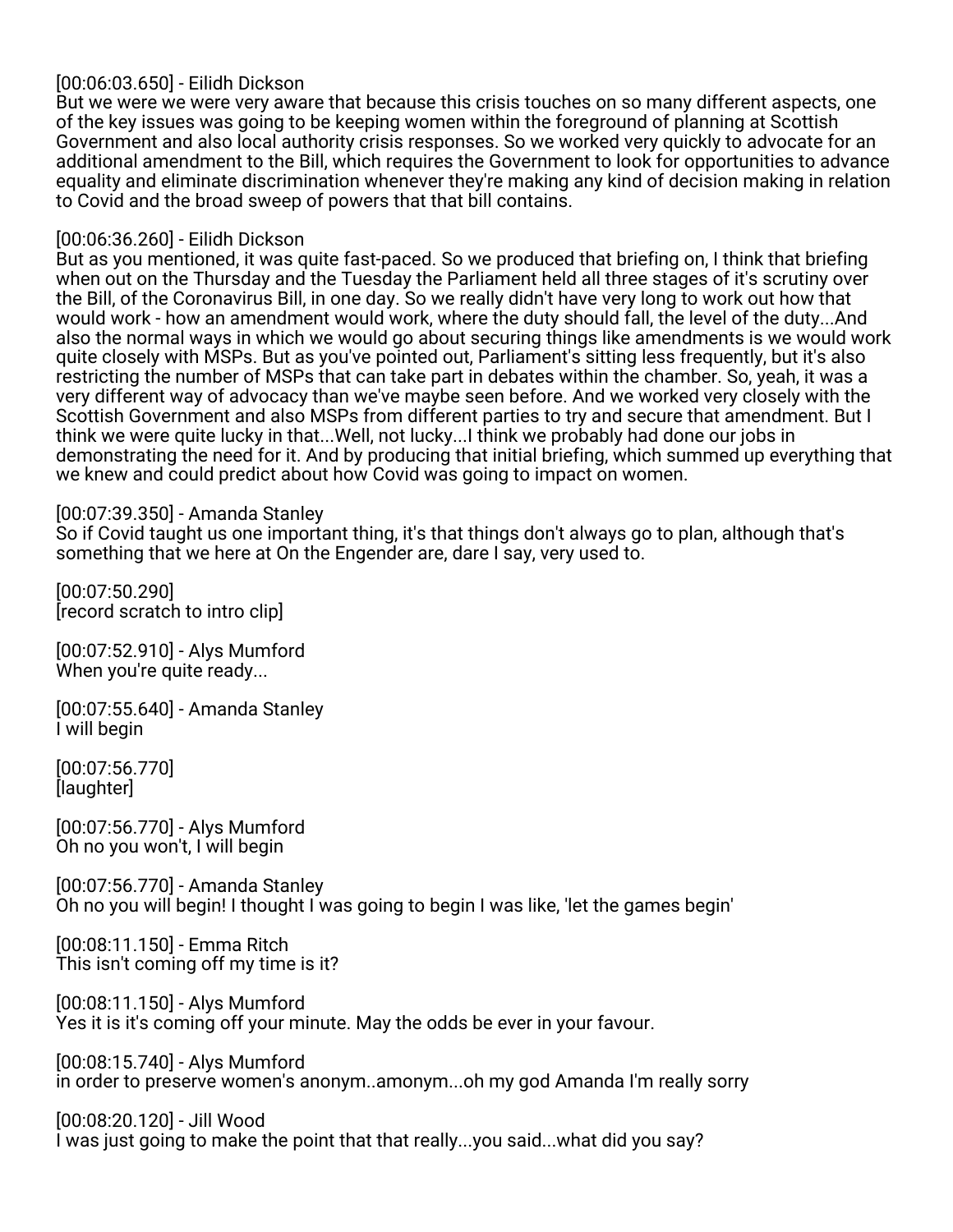[00:06:03.650] - Eilidh Dickson
But we were we were very aware that because this crisis touches on so many different aspects, one of the key issues was going to be keeping women within the foreground of planning at Scottish Government and also local authority crisis responses. So we worked very quickly to advocate for an additional amendment to the Bill, which requires the Government to look for opportunities to advance equality and eliminate discrimination whenever they're making any kind of decision making in relation to Covid and the broad sweep of powers that that bill contains.

[00:06:36.260] - Eilidh Dickson
But as you mentioned, it was quite fast-paced. So we produced that briefing on, I think that briefing when out on the Thursday and the Tuesday the Parliament held all three stages of it's scrutiny over the Bill, of the Coronavirus Bill, in one day. So we really didn't have very long to work out how that would work - how an amendment would work, where the duty should fall, the level of the duty...And also the normal ways in which we would go about securing things like amendments is we would work quite closely with MSPs. But as you've pointed out, Parliament's sitting less frequently, but it's also restricting the number of MSPs that can take part in debates within the chamber. So, yeah, it was a very different way of advocacy than we've maybe seen before. And we worked very closely with the Scottish Government and also MSPs from different parties to try and secure that amendment. But I think we were quite lucky in that...Well, not lucky...I think we probably had done our jobs in demonstrating the need for it. And by producing that initial briefing, which summed up everything that we knew and could predict about how Covid was going to impact on women.

[00:07:39.350] - Amanda Stanley
So if Covid taught us one important thing, it's that things don't always go to plan, although that's something that we here at On the Engender are, dare I say, very used to.

[00:07:50.290]
[record scratch to intro clip]

[00:07:52.910] - Alys Mumford
When you're quite ready...

[00:07:55.640] - Amanda Stanley
I will begin

[00:07:56.770]
[laughter]

[00:07:56.770] - Alys Mumford
Oh no you won't, I will begin

[00:07:56.770] - Amanda Stanley
Oh no you will begin! I thought I was going to begin I was like, 'let the games begin'

[00:08:11.150] - Emma Ritch
This isn't coming off my time is it?

[00:08:11.150] - Alys Mumford
Yes it is it's coming off your minute. May the odds be ever in your favour.

[00:08:15.740] - Alys Mumford
in order to preserve women's anonym..amonym...oh my god Amanda I'm really sorry

[00:08:20.120] - Jill Wood
I was just going to make the point that that really...you said...what did you say?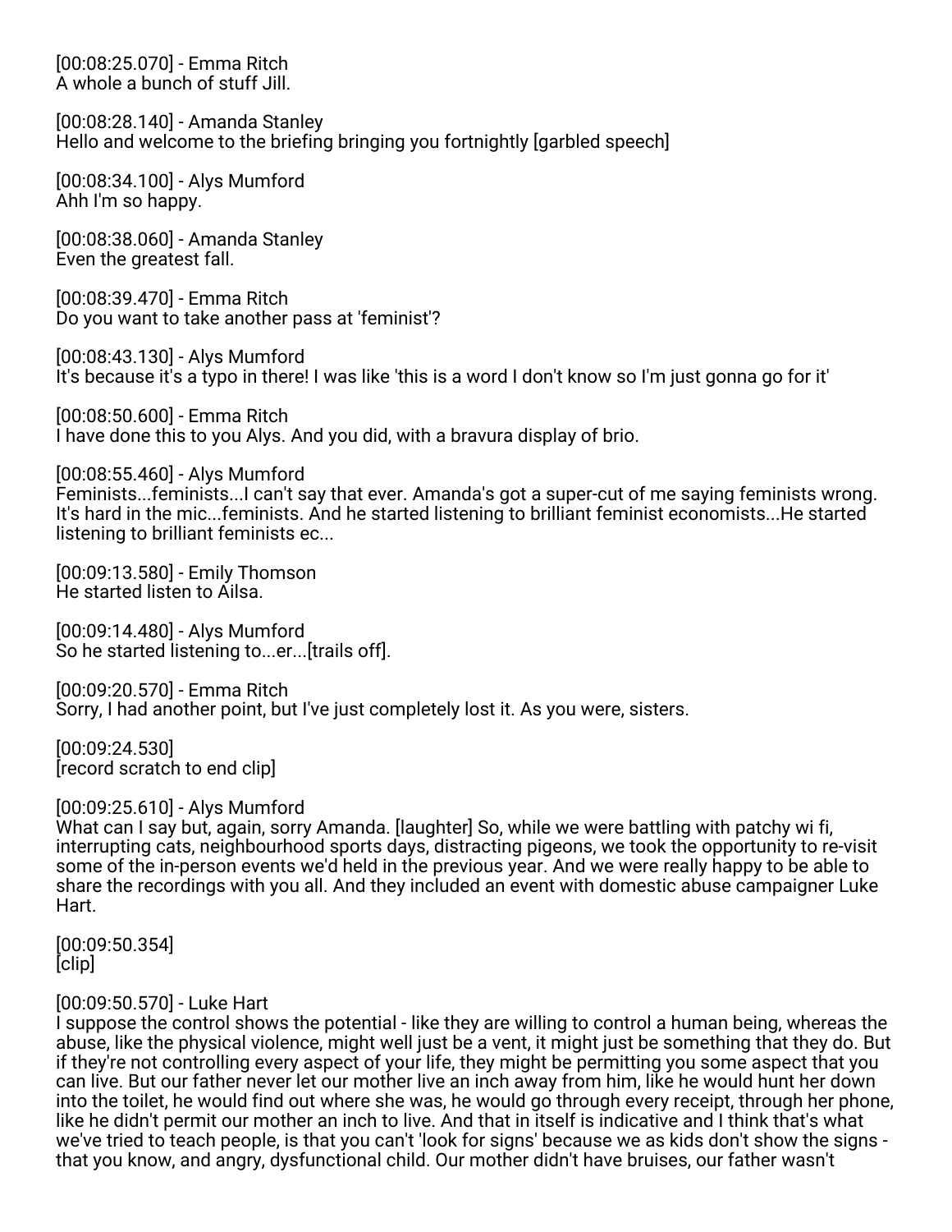[00:08:25.070] - Emma Ritch
A whole a bunch of stuff Jill.

[00:08:28.140] - Amanda Stanley
Hello and welcome to the briefing bringing you fortnightly [garbled speech]

[00:08:34.100] - Alys Mumford
Ahh I'm so happy.

[00:08:38.060] - Amanda Stanley
Even the greatest fall.

[00:08:39.470] - Emma Ritch
Do you want to take another pass at 'feminist'?

[00:08:43.130] - Alys Mumford
It's because it's a typo in there! I was like 'this is a word I don't know so I'm just gonna go for it'

[00:08:50.600] - Emma Ritch
I have done this to you Alys. And you did, with a bravura display of brio.

[00:08:55.460] - Alys Mumford
Feminists...feminists...I can't say that ever. Amanda's got a super-cut of me saying feminists wrong. It's hard in the mic...feminists. And he started listening to brilliant feminist economists...He started listening to brilliant feminists ec...

[00:09:13.580] - Emily Thomson
He started listen to Ailsa.

[00:09:14.480] - Alys Mumford
So he started listening to...er...[trails off].

[00:09:20.570] - Emma Ritch
Sorry, I had another point, but I've just completely lost it. As you were, sisters.

[00:09:24.530]
[record scratch to end clip]

[00:09:25.610] - Alys Mumford
What can I say but, again, sorry Amanda. [laughter] So, while we were battling with patchy wi fi, interrupting cats, neighbourhood sports days, distracting pigeons, we took the opportunity to re-visit some of the in-person events we'd held in the previous year. And we were really happy to be able to share the recordings with you all. And they included an event with domestic abuse campaigner Luke Hart.

[00:09:50.354]
[clip]

[00:09:50.570] - Luke Hart
I suppose the control shows the potential - like they are willing to control a human being, whereas the abuse, like the physical violence, might well just be a vent, it might just be something that they do. But if they're not controlling every aspect of your life, they might be permitting you some aspect that you can live. But our father never let our mother live an inch away from him, like he would hunt her down into the toilet, he would find out where she was, he would go through every receipt, through her phone, like he didn't permit our mother an inch to live. And that in itself is indicative and I think that's what we've tried to teach people, is that you can't 'look for signs' because we as kids don't show the signs - that you know, and angry, dysfunctional child. Our mother didn't have bruises, our father wasn't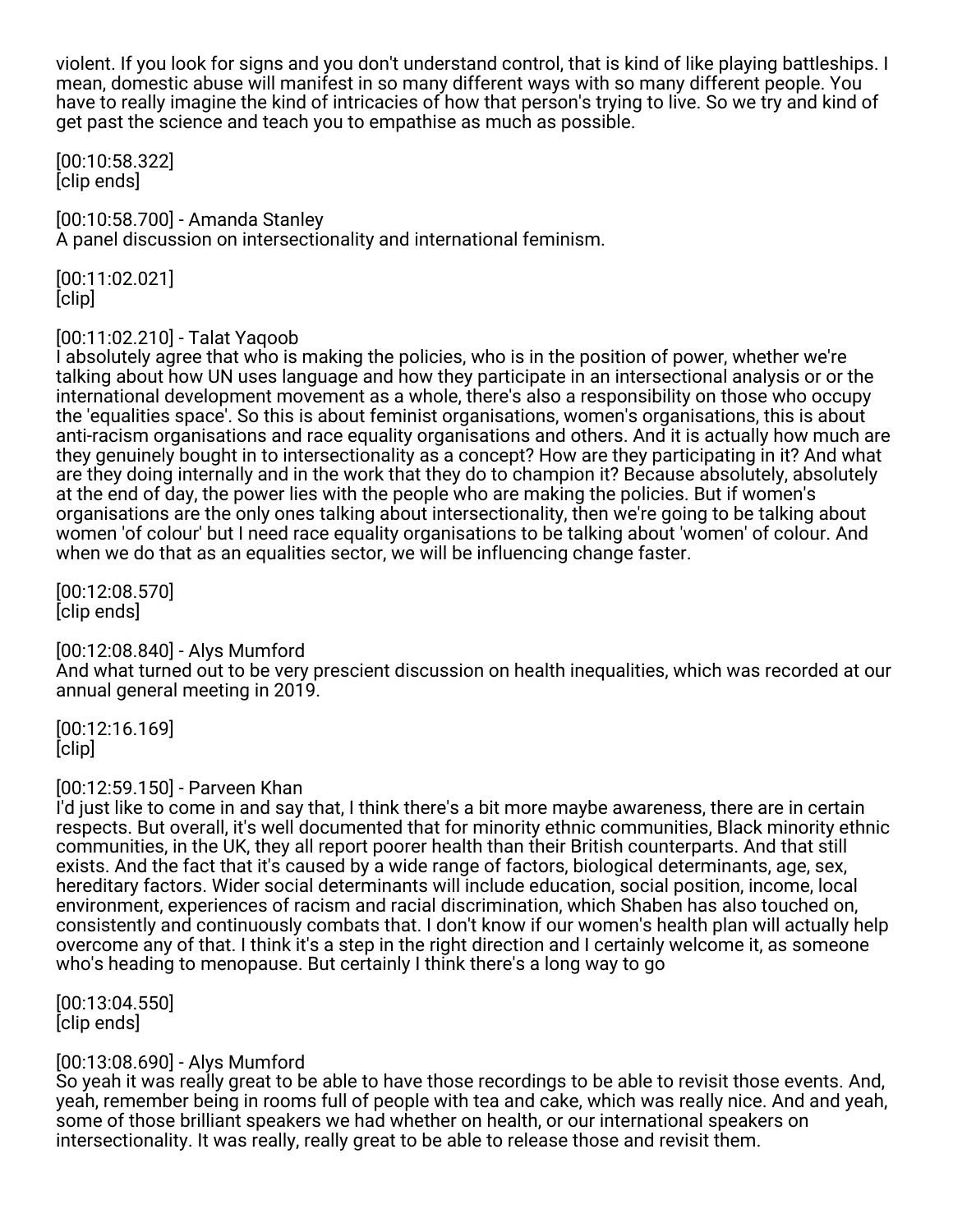violent. If you look for signs and you don't understand control, that is kind of like playing battleships. I mean, domestic abuse will manifest in so many different ways with so many different people. You have to really imagine the kind of intricacies of how that person's trying to live. So we try and kind of get past the science and teach you to empathise as much as possible.

[00:10:58.322]
[clip ends]

[00:10:58.700] - Amanda Stanley
A panel discussion on intersectionality and international feminism.

[00:11:02.021]
[clip]

[00:11:02.210] - Talat Yaqoob
I absolutely agree that who is making the policies, who is in the position of power, whether we're talking about how UN uses language and how they participate in an intersectional analysis or or the international development movement as a whole, there's also a responsibility on those who occupy the 'equalities space'. So this is about feminist organisations, women's organisations, this is about anti-racism organisations and race equality organisations and others. And it is actually how much are they genuinely bought in to intersectionality as a concept? How are they participating in it? And what are they doing internally and in the work that they do to champion it? Because absolutely, absolutely at the end of day, the power lies with the people who are making the policies. But if women's organisations are the only ones talking about intersectionality, then we're going to be talking about women 'of colour' but I need race equality organisations to be talking about 'women' of colour. And when we do that as an equalities sector, we will be influencing change faster.

[00:12:08.570]
[clip ends]

[00:12:08.840] - Alys Mumford
And what turned out to be very prescient discussion on health inequalities, which was recorded at our annual general meeting in 2019.

[00:12:16.169]
[clip]

[00:12:59.150] - Parveen Khan
I'd just like to come in and say that, I think there's a bit more maybe awareness, there are in certain respects. But overall, it's well documented that for minority ethnic communities, Black minority ethnic communities, in the UK, they all report poorer health than their British counterparts. And that still exists. And the fact that it's caused by a wide range of factors, biological determinants, age, sex, hereditary factors. Wider social determinants will include education, social position, income, local environment, experiences of racism and racial discrimination, which Shaben has also touched on, consistently and continuously combats that. I don't know if our women's health plan will actually help overcome any of that. I think it's a step in the right direction and I certainly welcome it, as someone who's heading to menopause. But certainly I think there's a long way to go

[00:13:04.550]
[clip ends]

[00:13:08.690] - Alys Mumford
So yeah it was really great to be able to have those recordings to be able to revisit those events. And, yeah, remember being in rooms full of people with tea and cake, which was really nice. And and yeah, some of those brilliant speakers we had whether on health, or our international speakers on intersectionality. It was really, really great to be able to release those and revisit them.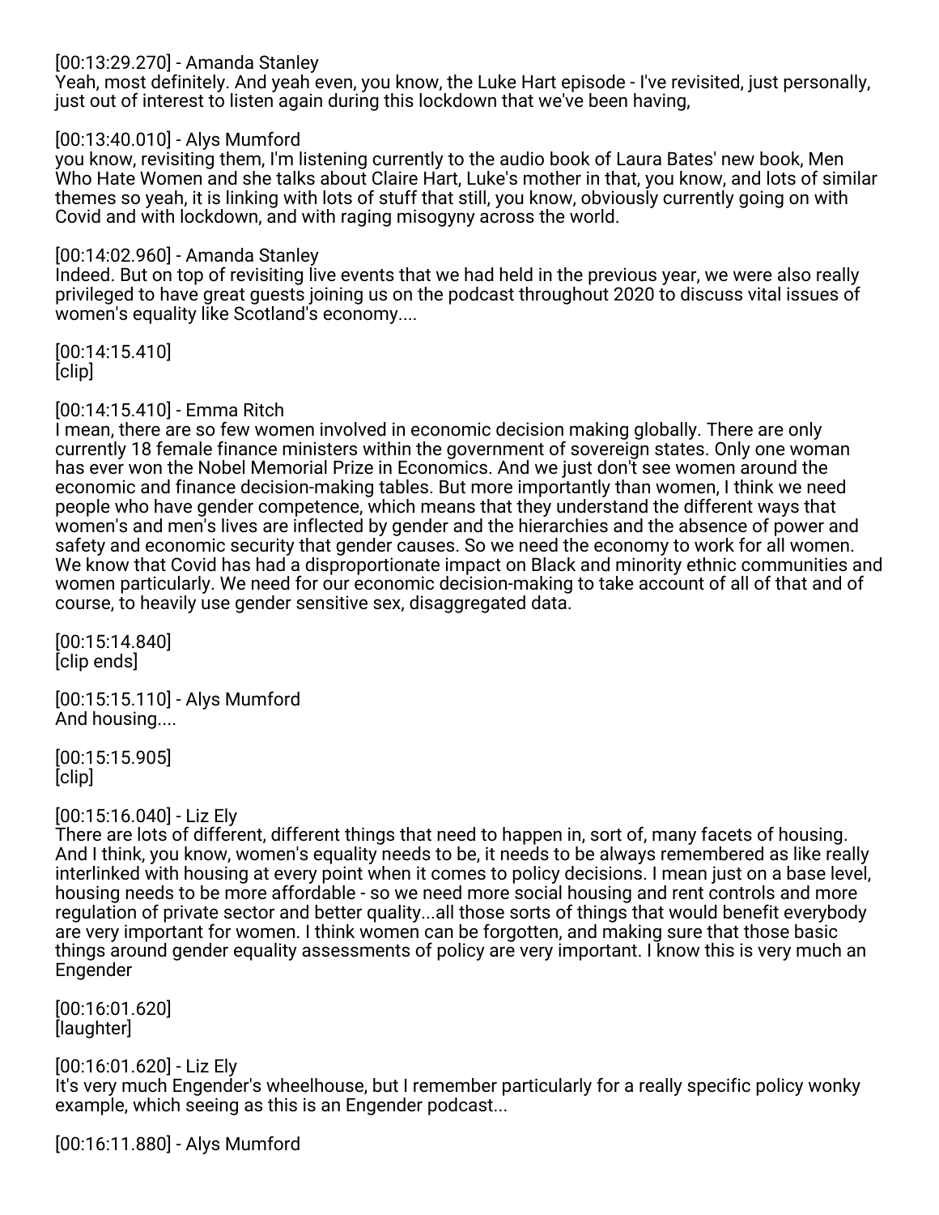[00:13:29.270] - Amanda Stanley
Yeah, most definitely. And yeah even, you know, the Luke Hart episode - I've revisited, just personally, just out of interest to listen again during this lockdown that we've been having,

[00:13:40.010] - Alys Mumford
you know, revisiting them, I'm listening currently to the audio book of Laura Bates' new book, Men Who Hate Women and she talks about Claire Hart, Luke's mother in that, you know, and lots of similar themes so yeah, it is linking with lots of stuff that still, you know, obviously currently going on with Covid and with lockdown, and with raging misogyny across the world.

[00:14:02.960] - Amanda Stanley
Indeed. But on top of revisiting live events that we had held in the previous year, we were also really privileged to have great guests joining us on the podcast throughout 2020 to discuss vital issues of women's equality like Scotland's economy....

[00:14:15.410]
[clip]

[00:14:15.410] - Emma Ritch
I mean, there are so few women involved in economic decision making globally. There are only currently 18 female finance ministers within the government of sovereign states. Only one woman has ever won the Nobel Memorial Prize in Economics. And we just don't see women around the economic and finance decision-making tables. But more importantly than women, I think we need people who have gender competence, which means that they understand the different ways that women's and men's lives are inflected by gender and the hierarchies and the absence of power and safety and economic security that gender causes. So we need the economy to work for all women. We know that Covid has had a disproportionate impact on Black and minority ethnic communities and women particularly. We need for our economic decision-making to take account of all of that and of course, to heavily use gender sensitive sex, disaggregated data.

[00:15:14.840]
[clip ends]

[00:15:15.110] - Alys Mumford
And housing....

[00:15:15.905]
[clip]

[00:15:16.040] - Liz Ely
There are lots of different, different things that need to happen in, sort of, many facets of housing. And I think, you know, women's equality needs to be, it needs to be always remembered as like really interlinked with housing at every point when it comes to policy decisions. I mean just on a base level, housing needs to be more affordable - so we need more social housing and rent controls and more regulation of private sector and better quality...all those sorts of things that would benefit everybody are very important for women. I think women can be forgotten, and making sure that those basic things around gender equality assessments of policy are very important. I know this is very much an Engender

[00:16:01.620]
[laughter]

[00:16:01.620] - Liz Ely
It's very much Engender's wheelhouse, but I remember particularly for a really specific policy wonky example, which seeing as this is an Engender podcast...

[00:16:11.880] - Alys Mumford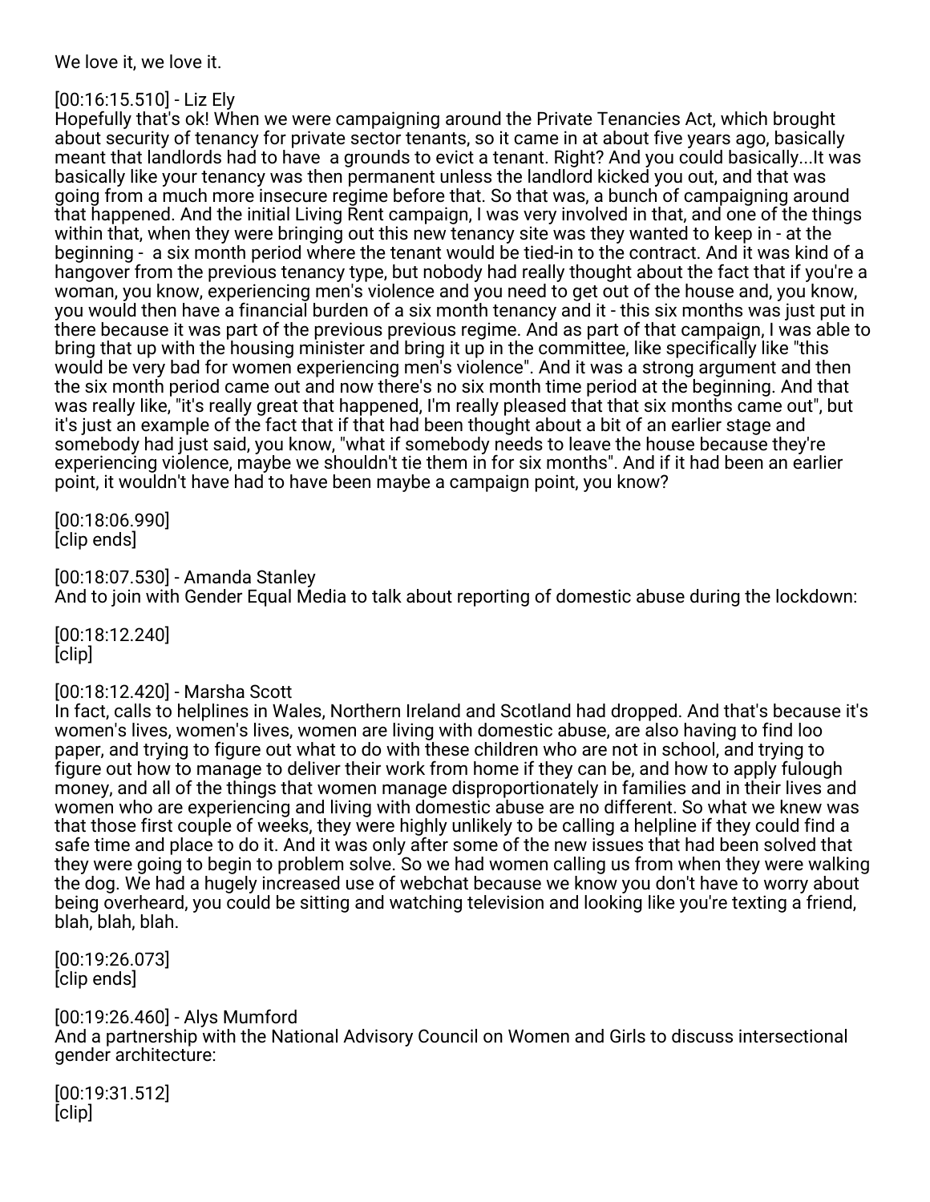We love it, we love it.

[00:16:15.510] - Liz Ely
Hopefully that's ok! When we were campaigning around the Private Tenancies Act, which brought about security of tenancy for private sector tenants, so it came in at about five years ago, basically meant that landlords had to have  a grounds to evict a tenant. Right? And you could basically...It was basically like your tenancy was then permanent unless the landlord kicked you out, and that was going from a much more insecure regime before that. So that was, a bunch of campaigning around that happened. And the initial Living Rent campaign, I was very involved in that, and one of the things within that, when they were bringing out this new tenancy site was they wanted to keep in - at the beginning -  a six month period where the tenant would be tied-in to the contract. And it was kind of a hangover from the previous tenancy type, but nobody had really thought about the fact that if you're a woman, you know, experiencing men's violence and you need to get out of the house and, you know, you would then have a financial burden of a six month tenancy and it - this six months was just put in there because it was part of the previous previous regime. And as part of that campaign, I was able to bring that up with the housing minister and bring it up in the committee, like specifically like "this would be very bad for women experiencing men's violence". And it was a strong argument and then the six month period came out and now there's no six month time period at the beginning. And that was really like, "it's really great that happened, I'm really pleased that that six months came out", but it's just an example of the fact that if that had been thought about a bit of an earlier stage and somebody had just said, you know, "what if somebody needs to leave the house because they're experiencing violence, maybe we shouldn't tie them in for six months". And if it had been an earlier point, it wouldn't have had to have been maybe a campaign point, you know?

[00:18:06.990]
[clip ends]

[00:18:07.530] - Amanda Stanley
And to join with Gender Equal Media to talk about reporting of domestic abuse during the lockdown:

[00:18:12.240]
[clip]

[00:18:12.420] - Marsha Scott
In fact, calls to helplines in Wales, Northern Ireland and Scotland had dropped. And that's because it's women's lives, women's lives, women are living with domestic abuse, are also having to find loo paper, and trying to figure out what to do with these children who are not in school, and trying to figure out how to manage to deliver their work from home if they can be, and how to apply fulough money, and all of the things that women manage disproportionately in families and in their lives and women who are experiencing and living with domestic abuse are no different. So what we knew was that those first couple of weeks, they were highly unlikely to be calling a helpline if they could find a safe time and place to do it. And it was only after some of the new issues that had been solved that they were going to begin to problem solve. So we had women calling us from when they were walking the dog. We had a hugely increased use of webchat because we know you don't have to worry about being overheard, you could be sitting and watching television and looking like you're texting a friend, blah, blah, blah.

[00:19:26.073]
[clip ends]

[00:19:26.460] - Alys Mumford
And a partnership with the National Advisory Council on Women and Girls to discuss intersectional gender architecture:

[00:19:31.512]
[clip]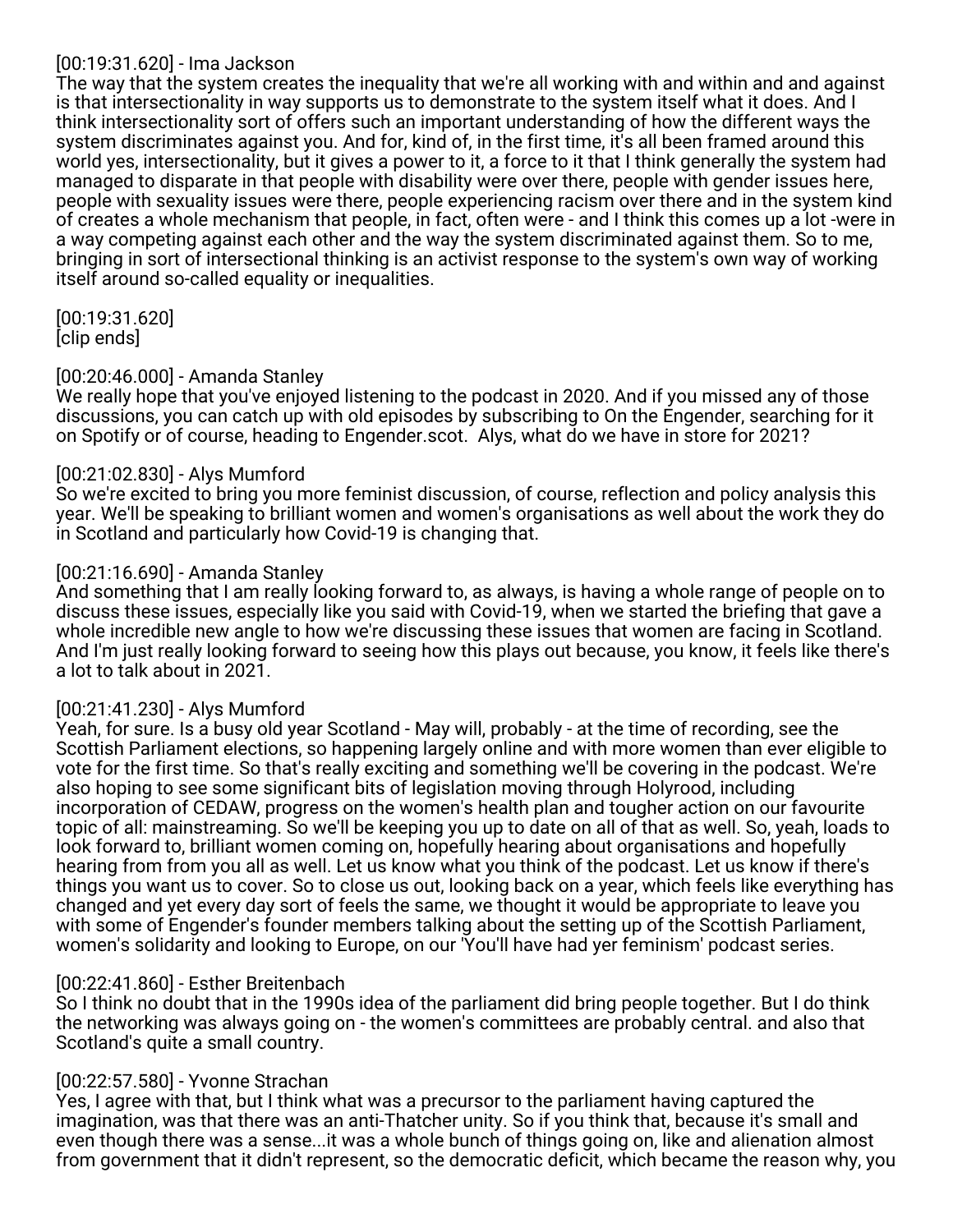[00:19:31.620] - Ima Jackson
The way that the system creates the inequality that we're all working with and within and and against is that intersectionality in way supports us to demonstrate to the system itself what it does. And I think intersectionality sort of offers such an important understanding of how the different ways the system discriminates against you. And for, kind of, in the first time, it's all been framed around this world yes, intersectionality, but it gives a power to it, a force to it that I think generally the system had managed to disparate in that people with disability were over there, people with gender issues here, people with sexuality issues were there, people experiencing racism over there and in the system kind of creates a whole mechanism that people, in fact, often were - and I think this comes up a lot -were in a way competing against each other and the way the system discriminated against them. So to me, bringing in sort of intersectional thinking is an activist response to the system's own way of working itself around so-called equality or inequalities.

[00:19:31.620]
[clip ends]

[00:20:46.000] - Amanda Stanley
We really hope that you've enjoyed listening to the podcast in 2020. And if you missed any of those discussions, you can catch up with old episodes by subscribing to On the Engender, searching for it on Spotify or of course, heading to Engender.scot. Alys, what do we have in store for 2021?

[00:21:02.830] - Alys Mumford
So we're excited to bring you more feminist discussion, of course, reflection and policy analysis this year. We'll be speaking to brilliant women and women's organisations as well about the work they do in Scotland and particularly how Covid-19 is changing that.

[00:21:16.690] - Amanda Stanley
And something that I am really looking forward to, as always, is having a whole range of people on to discuss these issues, especially like you said with Covid-19, when we started the briefing that gave a whole incredible new angle to how we're discussing these issues that women are facing in Scotland. And I'm just really looking forward to seeing how this plays out because, you know, it feels like there's a lot to talk about in 2021.

[00:21:41.230] - Alys Mumford
Yeah, for sure. Is a busy old year Scotland - May will, probably - at the time of recording, see the Scottish Parliament elections, so happening largely online and with more women than ever eligible to vote for the first time. So that's really exciting and something we'll be covering in the podcast. We're also hoping to see some significant bits of legislation moving through Holyrood, including incorporation of CEDAW, progress on the women's health plan and tougher action on our favourite topic of all: mainstreaming. So we'll be keeping you up to date on all of that as well. So, yeah, loads to look forward to, brilliant women coming on, hopefully hearing about organisations and hopefully hearing from from you all as well. Let us know what you think of the podcast. Let us know if there's things you want us to cover. So to close us out, looking back on a year, which feels like everything has changed and yet every day sort of feels the same, we thought it would be appropriate to leave you with some of Engender's founder members talking about the setting up of the Scottish Parliament, women's solidarity and looking to Europe, on our 'You'll have had yer feminism' podcast series.

[00:22:41.860] - Esther Breitenbach
So I think no doubt that in the 1990s idea of the parliament did bring people together. But I do think the networking was always going on - the women's committees are probably central. and also that Scotland's quite a small country.

[00:22:57.580] - Yvonne Strachan
Yes, I agree with that, but I think what was a precursor to the parliament having captured the imagination, was that there was an anti-Thatcher unity. So if you think that, because it's small and even though there was a sense...it was a whole bunch of things going on, like and alienation almost from government that it didn't represent, so the democratic deficit, which became the reason why, you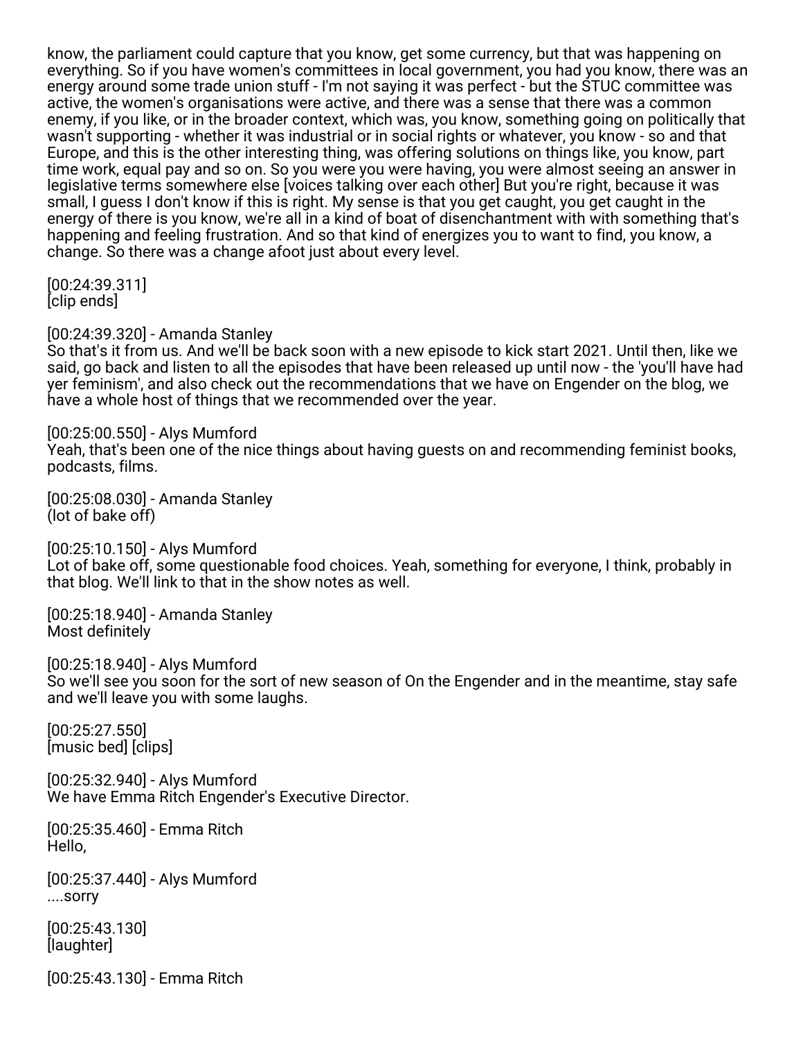know, the parliament could capture that you know, get some currency, but that was happening on everything. So if you have women's committees in local government, you had you know, there was an energy around some trade union stuff - I'm not saying it was perfect - but the STUC committee was active, the women's organisations were active, and there was a sense that there was a common enemy, if you like, or in the broader context, which was, you know, something going on politically that wasn't supporting - whether it was industrial or in social rights or whatever, you know - so and that Europe, and this is the other interesting thing, was offering solutions on things like, you know, part time work, equal pay and so on. So you were you were having, you were almost seeing an answer in legislative terms somewhere else [voices talking over each other] But you're right, because it was small, I guess I don't know if this is right. My sense is that you get caught, you get caught in the energy of there is you know, we're all in a kind of boat of disenchantment with with something that's happening and feeling frustration. And so that kind of energizes you to want to find, you know, a change. So there was a change afoot just about every level.

[00:24:39.311]
[clip ends]

[00:24:39.320] - Amanda Stanley
So that's it from us. And we'll be back soon with a new episode to kick start 2021. Until then, like we said, go back and listen to all the episodes that have been released up until now - the 'you'll have had yer feminism', and also check out the recommendations that we have on Engender on the blog, we have a whole host of things that we recommended over the year.

[00:25:00.550] - Alys Mumford
Yeah, that's been one of the nice things about having guests on and recommending feminist books, podcasts, films.

[00:25:08.030] - Amanda Stanley
(lot of bake off)

[00:25:10.150] - Alys Mumford
Lot of bake off, some questionable food choices. Yeah, something for everyone, I think, probably in that blog. We'll link to that in the show notes as well.

[00:25:18.940] - Amanda Stanley
Most definitely

[00:25:18.940] - Alys Mumford
So we'll see you soon for the sort of new season of On the Engender and in the meantime, stay safe and we'll leave you with some laughs.

[00:25:27.550]
[music bed] [clips]

[00:25:32.940] - Alys Mumford
We have Emma Ritch Engender's Executive Director.

[00:25:35.460] - Emma Ritch
Hello,

[00:25:37.440] - Alys Mumford
....sorry

[00:25:43.130]
[laughter]

[00:25:43.130] - Emma Ritch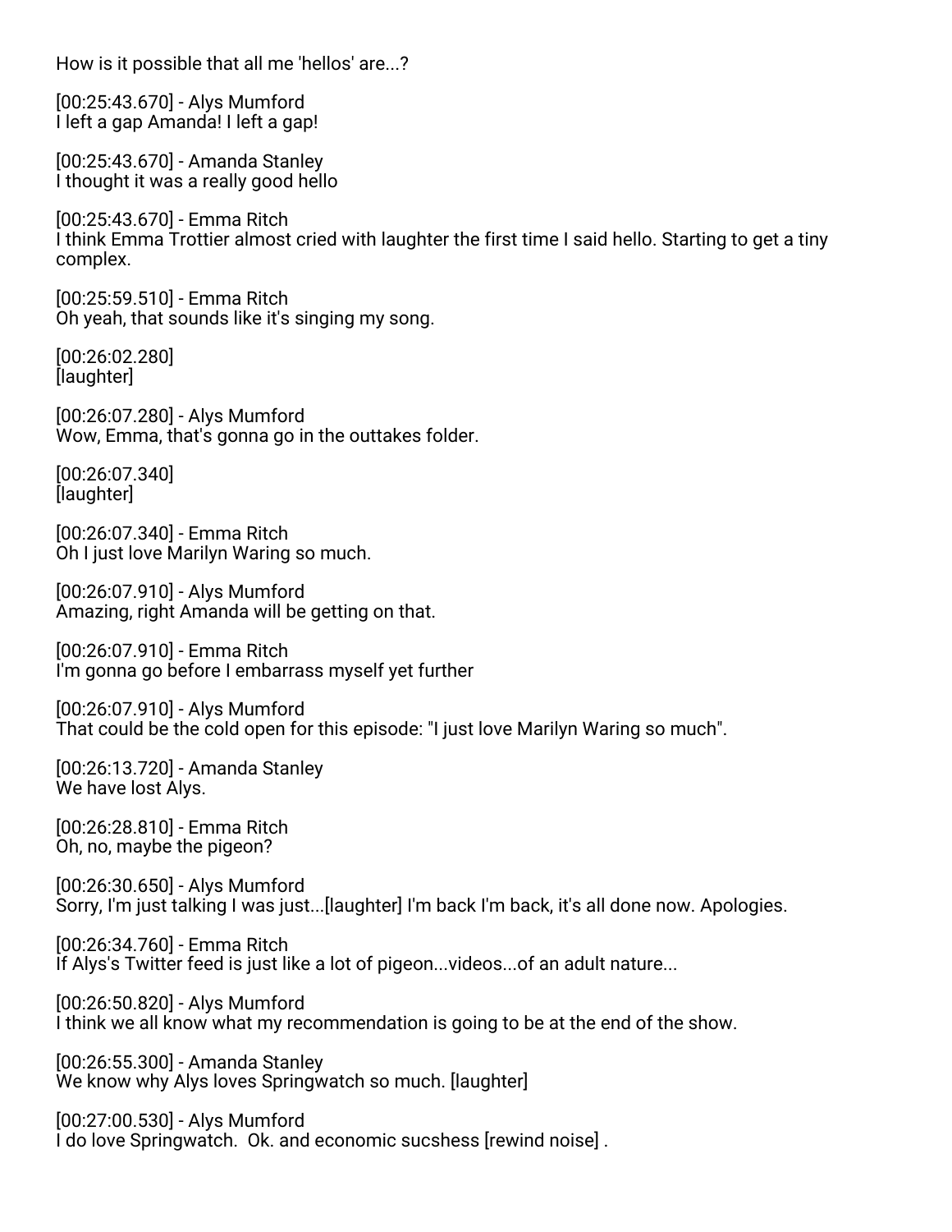How is it possible that all me 'hellos' are...?

[00:25:43.670] - Alys Mumford
I left a gap Amanda! I left a gap!

[00:25:43.670] - Amanda Stanley
I thought it was a really good hello

[00:25:43.670] - Emma Ritch
I think Emma Trottier almost cried with laughter the first time I said hello. Starting to get a tiny complex.

[00:25:59.510] - Emma Ritch
Oh yeah, that sounds like it's singing my song.

[00:26:02.280]
[laughter]

[00:26:07.280] - Alys Mumford
Wow, Emma, that's gonna go in the outtakes folder.

[00:26:07.340]
[laughter]

[00:26:07.340] - Emma Ritch
Oh I just love Marilyn Waring so much.

[00:26:07.910] - Alys Mumford
Amazing, right Amanda will be getting on that.

[00:26:07.910] - Emma Ritch
I'm gonna go before I embarrass myself yet further

[00:26:07.910] - Alys Mumford
That could be the cold open for this episode: "I just love Marilyn Waring so much".

[00:26:13.720] - Amanda Stanley
We have lost Alys.

[00:26:28.810] - Emma Ritch
Oh, no, maybe the pigeon?

[00:26:30.650] - Alys Mumford
Sorry, I'm just talking I was just...[laughter] I'm back I'm back, it's all done now. Apologies.

[00:26:34.760] - Emma Ritch
If Alys's Twitter feed is just like a lot of pigeon...videos...of an adult nature...

[00:26:50.820] - Alys Mumford
I think we all know what my recommendation is going to be at the end of the show.

[00:26:55.300] - Amanda Stanley
We know why Alys loves Springwatch so much. [laughter]

[00:27:00.530] - Alys Mumford
I do love Springwatch. Ok. and economic sucshess [rewind noise] .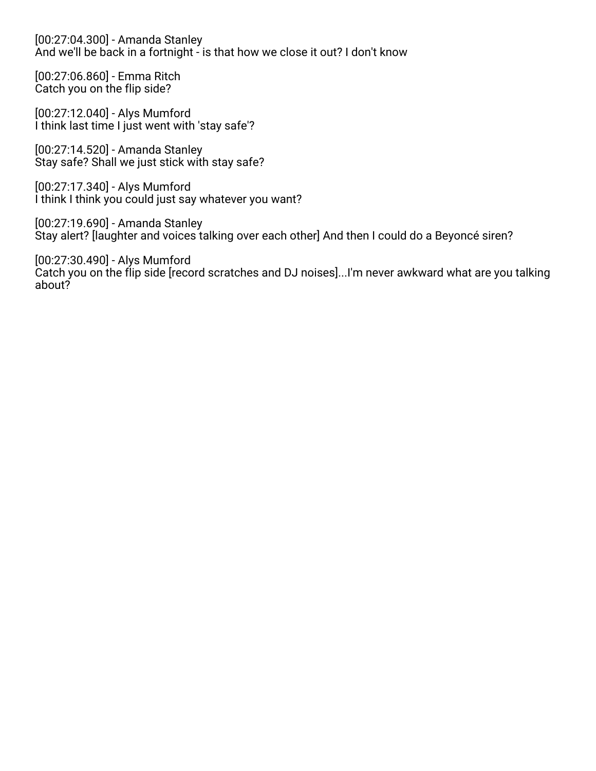[00:27:04.300] - Amanda Stanley
And we'll be back in a fortnight - is that how we close it out? I don't know

[00:27:06.860] - Emma Ritch
Catch you on the flip side?

[00:27:12.040] - Alys Mumford
I think last time I just went with 'stay safe'?

[00:27:14.520] - Amanda Stanley
Stay safe? Shall we just stick with stay safe?

[00:27:17.340] - Alys Mumford
I think I think you could just say whatever you want?

[00:27:19.690] - Amanda Stanley
Stay alert? [laughter and voices talking over each other] And then I could do a Beyoncé siren?

[00:27:30.490] - Alys Mumford
Catch you on the flip side [record scratches and DJ noises]...I'm never awkward what are you talking about?